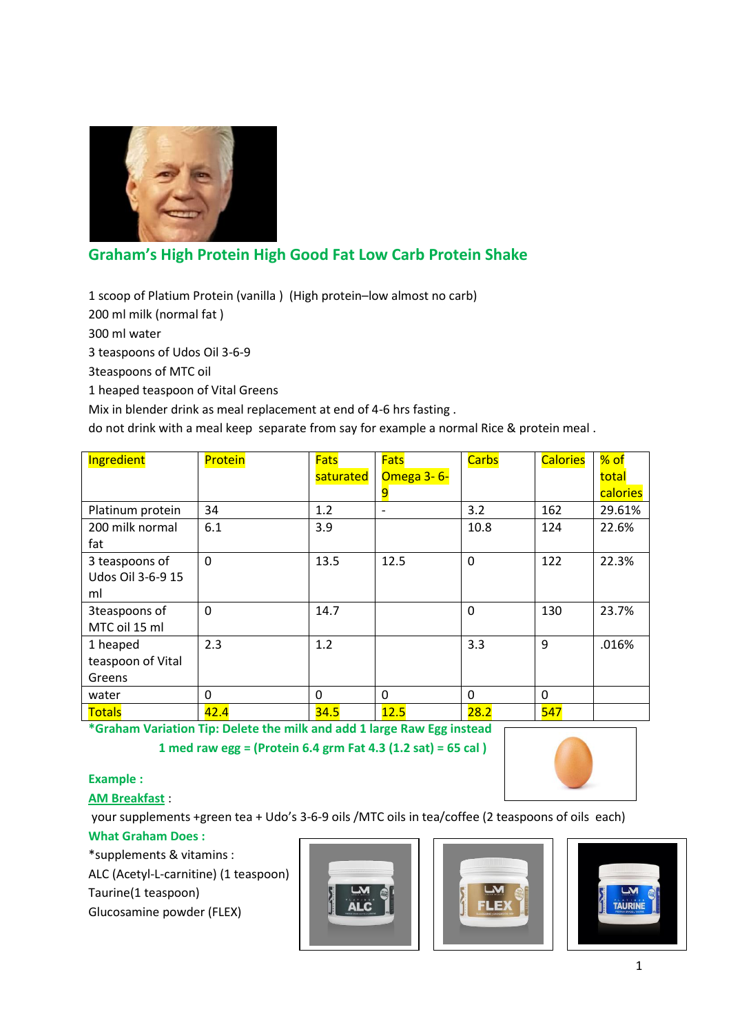## Graham's High Protein High Good Fat Low Carb Protein Shake

1 scoop of Platium Protein (vanilla ) (High protein–low almost no carb)
200 ml milk (normal fat )
300 ml water
3 teaspoons of Udos Oil 3-6-9
3teaspoons of MTC oil
1 heaped teaspoon of Vital Greens
Mix in blender drink as meal replacement at end of 4-6 hrs fasting .
do not drink with a meal keep separate from say for example a normal Rice & protein meal .

| Ingredient | Protein | Fats saturated | Fats Omega 3- 6-9 | Carbs | Calories | % of total calories |
|---|---|---|---|---|---|---|
| Platinum protein | 34 | 1.2 | - | 3.2 | 162 | 29.61% |
| 200 milk normal fat | 6.1 | 3.9 | | 10.8 | 124 | 22.6% |
| 3 teaspoons of Udos Oil 3-6-9 15 ml | 0 | 13.5 | 12.5 | 0 | 122 | 22.3% |
| 3teaspoons of MTC oil 15 ml | 0 | 14.7 | | 0 | 130 | 23.7% |
| 1 heaped teaspoon of Vital Greens | 2.3 | 1.2 | | 3.3 | 9 | .016% |
| water | 0 | 0 | 0 | 0 | 0 | |
| Totals | 42.4 | 34.5 | 12.5 | 28.2 | 547 | |

**\*Graham Variation Tip: Delete the milk and add 1 large Raw Egg instead**

**1 med raw egg = (Protein 6.4 grm Fat 4.3 (1.2 sat) = 65 cal )**

**Example :**

**AM Breakfast** :

your supplements +green tea + Udo's 3-6-9 oils /MTC oils in tea/coffee (2 teaspoons of oils each)

**What Graham Does :**

*supplements & vitamins :
ALC (Acetyl-L-carnitine) (1 teaspoon)
Taurine(1 teaspoon)
Glucosamine powder (FLEX)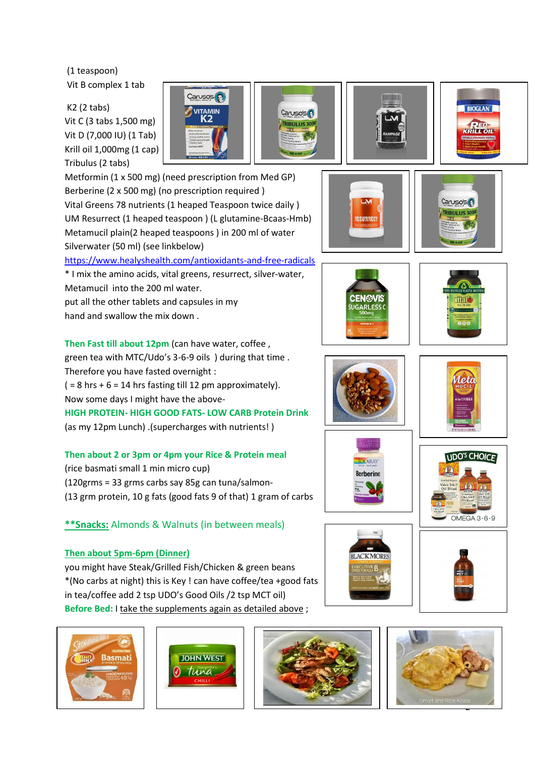(1 teaspoon)
Vit B complex 1 tab

K2 (2 tabs)
Vit C (3 tabs 1,500 mg)
Vit D (7,000 IU) (1 Tab)
Krill oil 1,000mg (1 cap)
Tribulus (2 tabs)
Metformin (1 x 500 mg) (need prescription from Med GP)
Berberine (2 x 500 mg) (no prescription required )
Vital Greens 78 nutrients (1 heaped Teaspoon twice daily )
UM Resurrect (1 heaped teaspoon ) (L glutamine-Bcaas-Hmb)
Metamucil plain(2 heaped teaspoons ) in 200 ml of water
Silverwater (50 ml) (see linkbelow)
https://www.healyshealth.com/antioxidants-and-free-radicals
* I mix the amino acids, vital greens, resurrect, silver-water, Metamucil into the 200 ml water.
put all the other tablets and capsules in my hand and swallow the mix down .

**Then Fast till about 12pm** (can have water, coffee , green tea with MTC/Udo's 3-6-9 oils ) during that time .
Therefore you have fasted overnight :
( = 8 hrs + 6 = 14 hrs fasting till 12 pm approximately).
Now some days I might have the above-
**HIGH PROTEIN- HIGH GOOD FATS- LOW CARB Protein Drink**
(as my 12pm Lunch) .(supercharges with nutrients! )

**Then about 2 or 3pm or 4pm your Rice & Protein meal**
(rice basmati small 1 min micro cup)
(120grms = 33 grms carbs say 85g can tuna/salmon-
(13 grm protein, 10 g fats (good fats 9 of that) 1 gram of carbs

**Snacks:** Almonds & Walnuts (in between meals)

**Then about 5pm-6pm (Dinner)**
you might have Steak/Grilled Fish/Chicken & green beans
*(No carbs at night) this is Key ! can have coffee/tea +good fats in tea/coffee add 2 tsp UDO's Good Oils /2 tsp MCT oil)
**Before Bed:** I take the supplements again as detailed above ;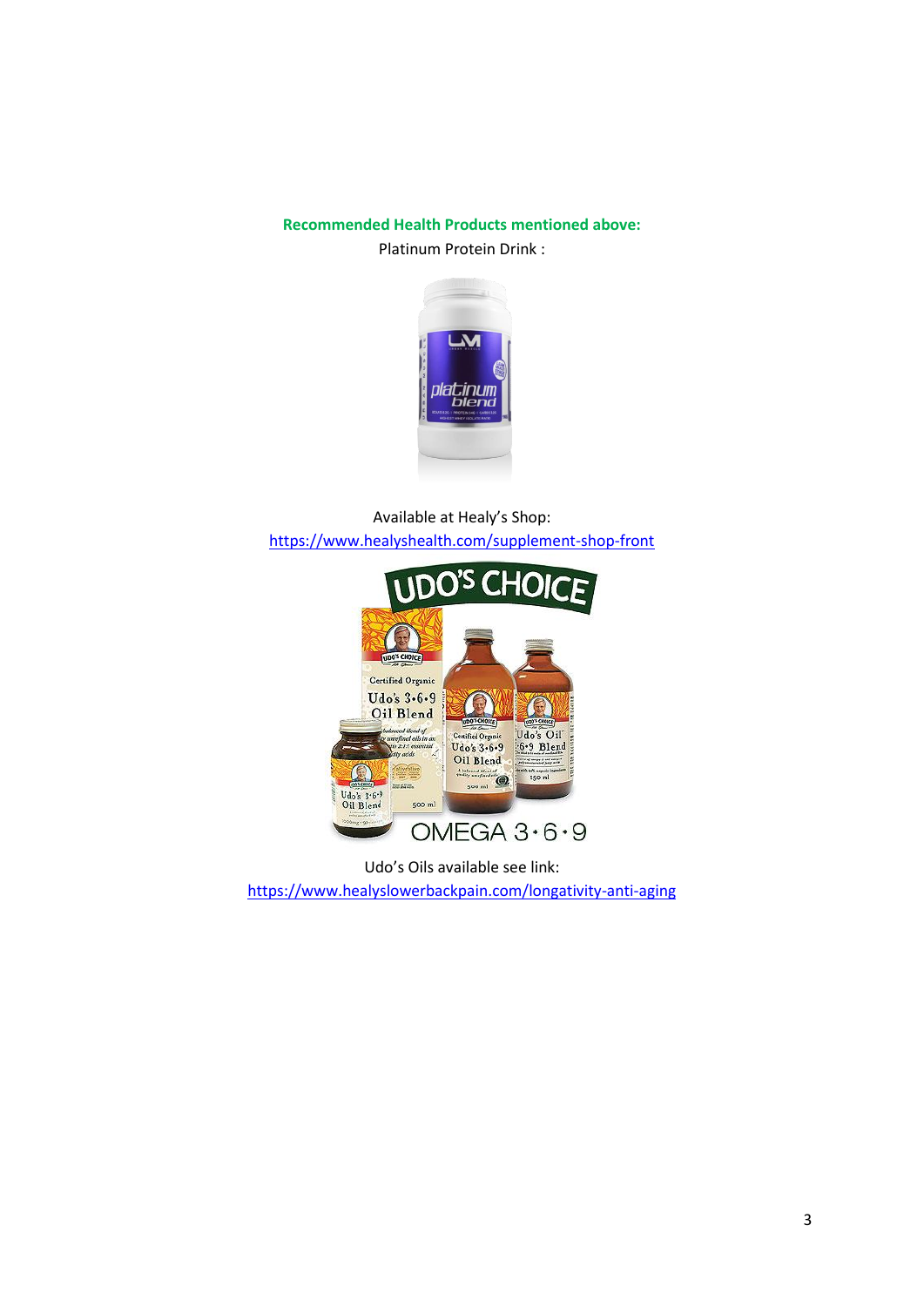**Recommended Health Products mentioned above:**

Platinum Protein Drink :

Available at Healy's Shop:
https://www.healyshealth.com/supplement-shop-front

Udo's Oils available see link:
https://www.healyslowerbackpain.com/longativity-anti-aging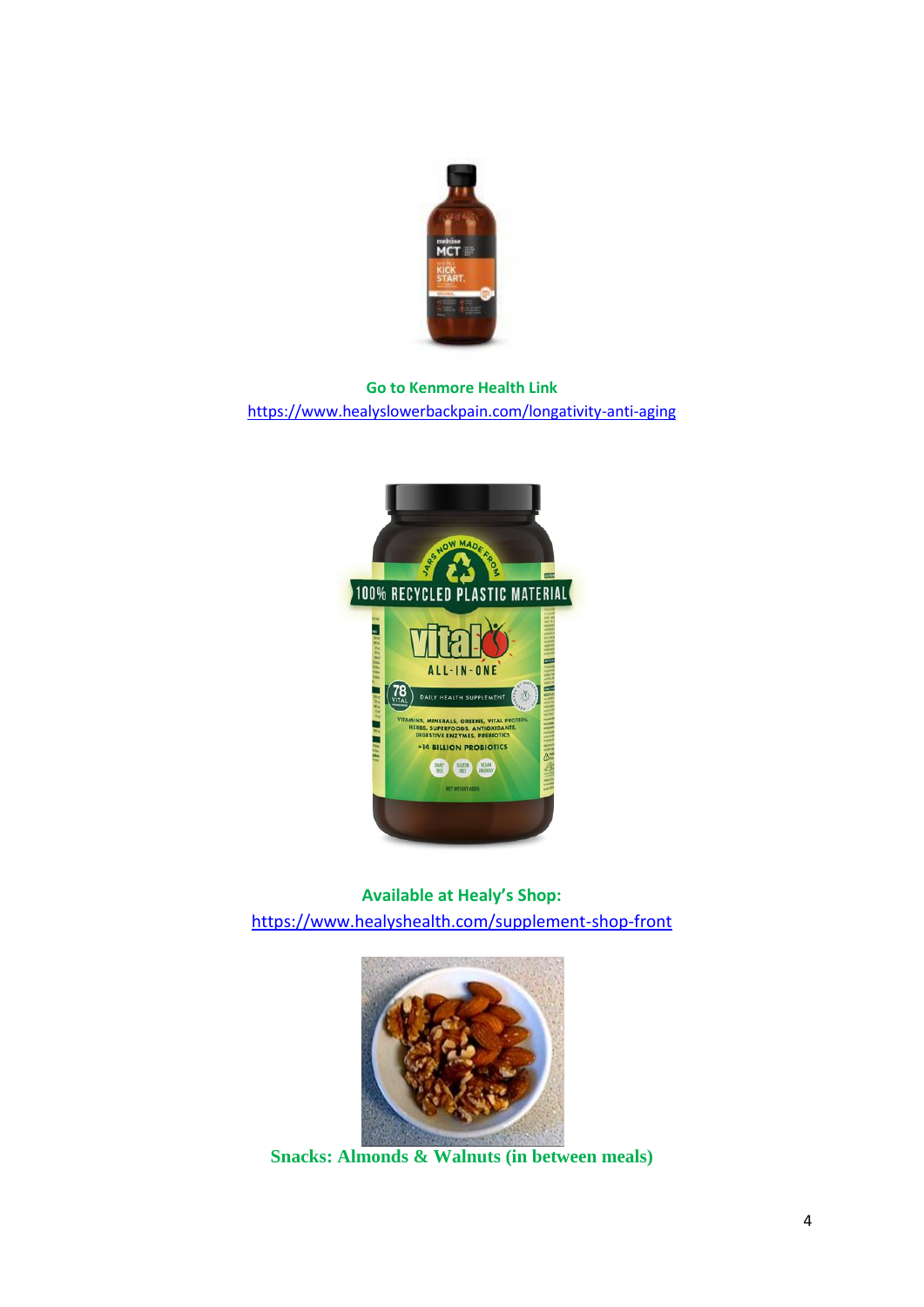**Go to Kenmore Health Link**
https://www.healyslowerbackpain.com/longativity-anti-aging

**Available at Healy's Shop:**
https://www.healyshealth.com/supplement-shop-front

**Snacks: Almonds & Walnuts (in between meals)**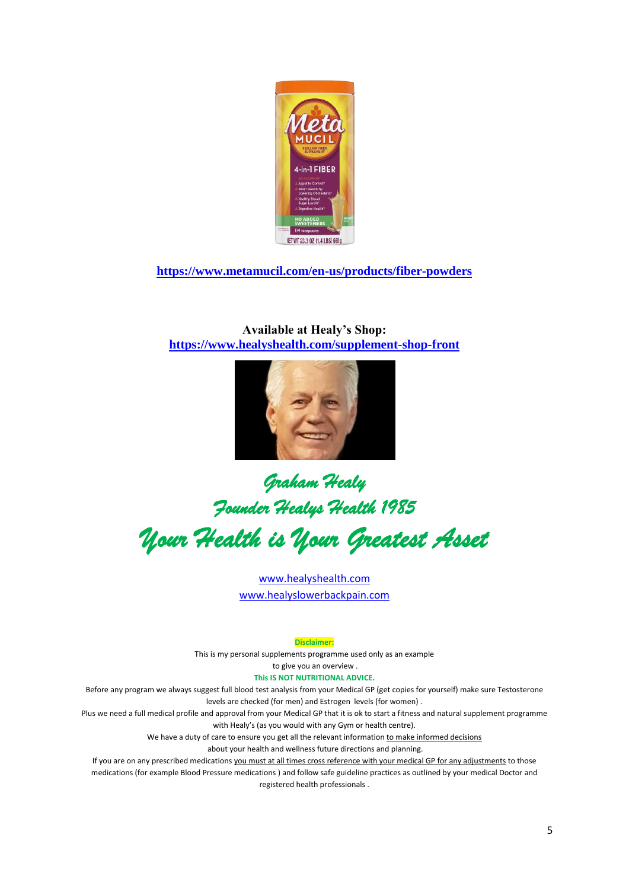**https://www.metamucil.com/en-us/products/fiber-powders**

**Available at Healy's Shop:**
**https://www.healyshealth.com/supplement-shop-front**

*Graham Healy*
*Founder Healys Health 1985*
*Your Health is Your Greatest Asset*

www.healyshealth.com
www.healyslowerbackpain.com

**Disclaimer:**

This is my personal supplements programme used only as an example
to give you an overview .

**This IS NOT NUTRITIONAL ADVICE.**

Before any program we always suggest full blood test analysis from your Medical GP (get copies for yourself) make sure Testosterone levels are checked (for men) and Estrogen levels (for women) .

Plus we need a full medical profile and approval from your Medical GP that it is ok to start a fitness and natural supplement programme with Healy's (as you would with any Gym or health centre).

We have a duty of care to ensure you get all the relevant information to make informed decisions about your health and wellness future directions and planning.

If you are on any prescribed medications you must at all times cross reference with your medical GP for any adjustments to those medications (for example Blood Pressure medications ) and follow safe guideline practices as outlined by your medical Doctor and registered health professionals .